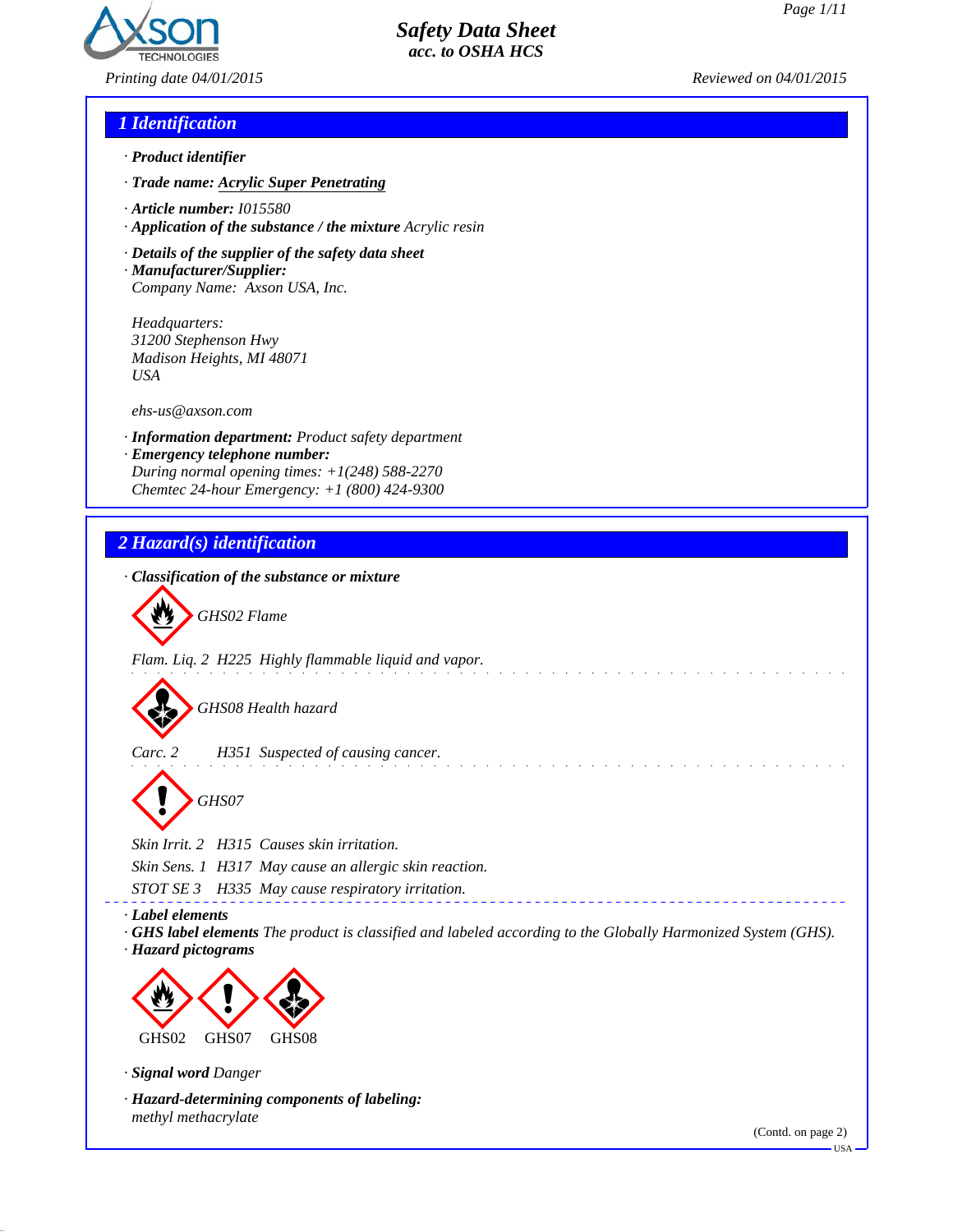**Safety Data Sheet**
**acc. to OSHA HCS**

Printing date 04/01/2015 — Reviewed on 04/01/2015

## 1 Identification

· **Product identifier**

· **Trade name:** **Acrylic Super Penetrating**

· **Article number:** I015580
· **Application of the substance / the mixture** Acrylic resin

· **Details of the supplier of the safety data sheet**
· **Manufacturer/Supplier:**
Company Name: Axson USA, Inc.

Headquarters:
31200 Stephenson Hwy
Madison Heights, MI 48071
USA

ehs-us@axson.com

· **Information department:** Product safety department
· **Emergency telephone number:**
During normal opening times: +1(248) 588-2270
Chemtec 24-hour Emergency: +1 (800) 424-9300

## 2 Hazard(s) identification

· **Classification of the substance or mixture**

GHS02 Flame

Flam. Liq. 2 H225 Highly flammable liquid and vapor.

GHS08 Health hazard

Carc. 2 H351 Suspected of causing cancer.

GHS07

Skin Irrit. 2 H315 Causes skin irritation.
Skin Sens. 1 H317 May cause an allergic skin reaction.
STOT SE 3 H335 May cause respiratory irritation.

· **Label elements**
· **GHS label elements** The product is classified and labeled according to the Globally Harmonized System (GHS).
· **Hazard pictograms**

GHS02 GHS07 GHS08

· **Signal word** Danger

· **Hazard-determining components of labeling:**
methyl methacrylate

(Contd. on page 2)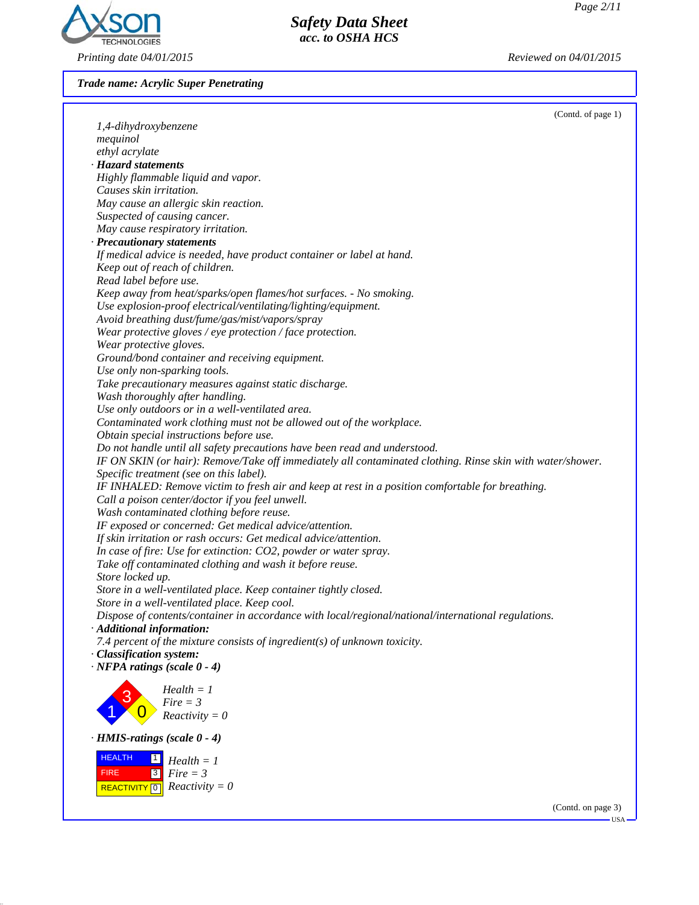**Trade name: Acrylic Super Penetrating**

(Contd. of page 1)

1,4-dihydroxybenzene
mequinol
ethyl acrylate

· **Hazard statements**
Highly flammable liquid and vapor.
Causes skin irritation.
May cause an allergic skin reaction.
Suspected of causing cancer.
May cause respiratory irritation.

· **Precautionary statements**
If medical advice is needed, have product container or label at hand.
Keep out of reach of children.
Read label before use.
Keep away from heat/sparks/open flames/hot surfaces. - No smoking.
Use explosion-proof electrical/ventilating/lighting/equipment.
Avoid breathing dust/fume/gas/mist/vapors/spray
Wear protective gloves / eye protection / face protection.
Wear protective gloves.
Ground/bond container and receiving equipment.
Use only non-sparking tools.
Take precautionary measures against static discharge.
Wash thoroughly after handling.
Use only outdoors or in a well-ventilated area.
Contaminated work clothing must not be allowed out of the workplace.
Obtain special instructions before use.
Do not handle until all safety precautions have been read and understood.
IF ON SKIN (or hair): Remove/Take off immediately all contaminated clothing. Rinse skin with water/shower.
Specific treatment (see on this label).
IF INHALED: Remove victim to fresh air and keep at rest in a position comfortable for breathing.
Call a poison center/doctor if you feel unwell.
Wash contaminated clothing before reuse.
IF exposed or concerned: Get medical advice/attention.
If skin irritation or rash occurs: Get medical advice/attention.
In case of fire: Use for extinction: $CO_2$, powder or water spray.
Take off contaminated clothing and wash it before reuse.
Store locked up.
Store in a well-ventilated place. Keep container tightly closed.
Store in a well-ventilated place. Keep cool.
Dispose of contents/container in accordance with local/regional/national/international regulations.

· **Additional information:**
7.4 percent of the mixture consists of ingredient(s) of unknown toxicity.

· **Classification system:**

· **NFPA ratings (scale 0 - 4)**

Health = 1
Fire = 3
Reactivity = 0

· **HMIS-ratings (scale 0 - 4)**

| | |
|---|---|
| HEALTH | 1 |
| FIRE | 3 |
| REACTIVITY | 0 |

Health = 1
Fire = 3
Reactivity = 0

(Contd. on page 3)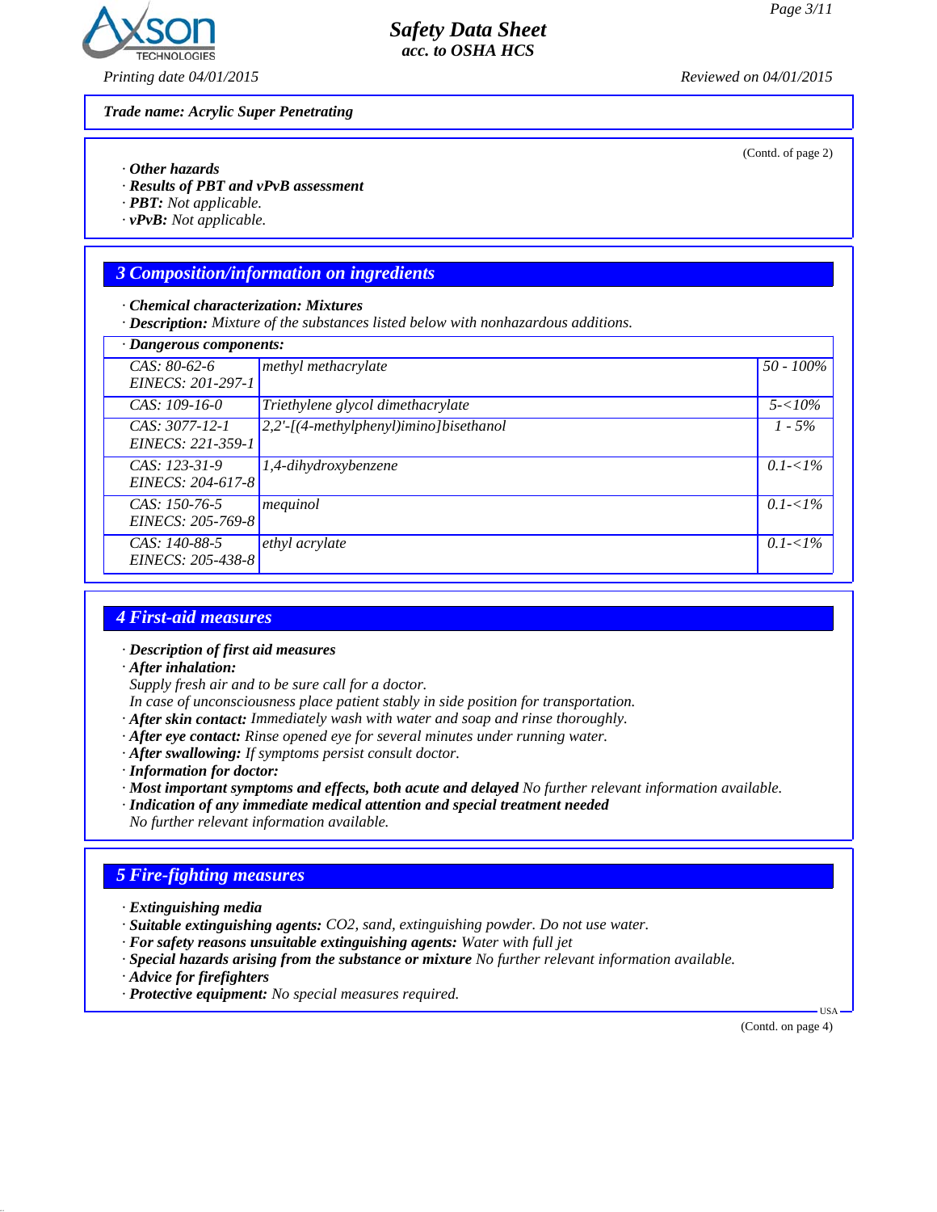**Trade name: Acrylic Super Penetrating**

(Contd. of page 2)

· **Other hazards**
· **Results of PBT and vPvB assessment**
· **PBT:** Not applicable.
· **vPvB:** Not applicable.

## 3 Composition/information on ingredients

· **Chemical characterization: Mixtures**
· **Description:** Mixture of the substances listed below with nonhazardous additions.

| · Dangerous components: | | |
|---|---|---|
| CAS: 80-62-6<br>EINECS: 201-297-1 | methyl methacrylate | 50 - 100% |
| CAS: 109-16-0 | Triethylene glycol dimethacrylate | 5-<10% |
| CAS: 3077-12-1<br>EINECS: 221-359-1 | 2,2'-[(4-methylphenyl)imino]bisethanol | 1 - 5% |
| CAS: 123-31-9<br>EINECS: 204-617-8 | 1,4-dihydroxybenzene | 0.1-<1% |
| CAS: 150-76-5<br>EINECS: 205-769-8 | mequinol | 0.1-<1% |
| CAS: 140-88-5<br>EINECS: 205-438-8 | ethyl acrylate | 0.1-<1% |

## 4 First-aid measures

· **Description of first aid measures**
· **After inhalation:**
Supply fresh air and to be sure call for a doctor.
In case of unconsciousness place patient stably in side position for transportation.
· **After skin contact:** Immediately wash with water and soap and rinse thoroughly.
· **After eye contact:** Rinse opened eye for several minutes under running water.
· **After swallowing:** If symptoms persist consult doctor.
· **Information for doctor:**
· **Most important symptoms and effects, both acute and delayed** No further relevant information available.
· **Indication of any immediate medical attention and special treatment needed**
No further relevant information available.

## 5 Fire-fighting measures

· **Extinguishing media**
· **Suitable extinguishing agents:** $CO_2$, sand, extinguishing powder. Do not use water.
· **For safety reasons unsuitable extinguishing agents:** Water with full jet
· **Special hazards arising from the substance or mixture** No further relevant information available.
· **Advice for firefighters**
· **Protective equipment:** No special measures required.

(Contd. on page 4)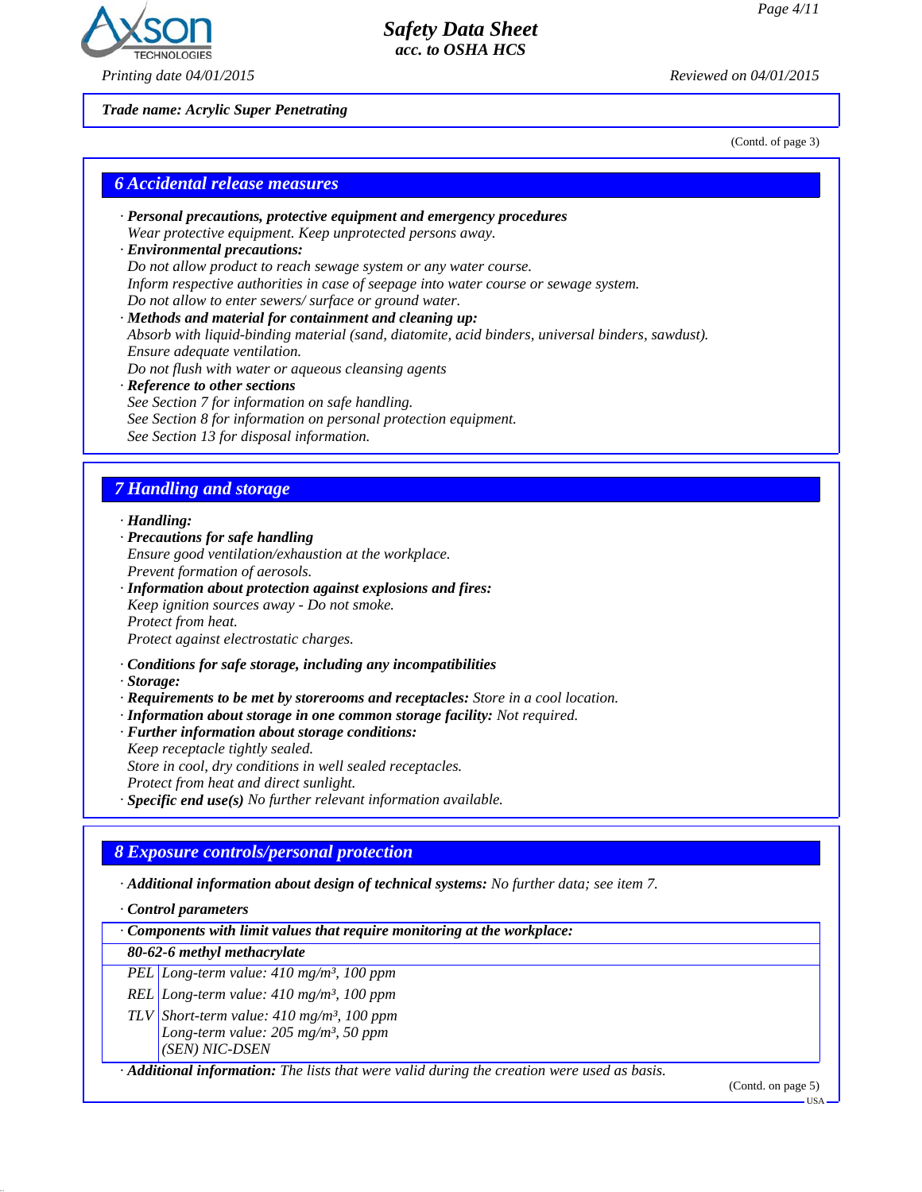Trade name: Acrylic Super Penetrating

(Contd. of page 3)

## 6 Accidental release measures

- **Personal precautions, protective equipment and emergency procedures**
  Wear protective equipment. Keep unprotected persons away.
- **Environmental precautions:**
  Do not allow product to reach sewage system or any water course.
  Inform respective authorities in case of seepage into water course or sewage system.
  Do not allow to enter sewers/ surface or ground water.
- **Methods and material for containment and cleaning up:**
  Absorb with liquid-binding material (sand, diatomite, acid binders, universal binders, sawdust).
  Ensure adequate ventilation.
  Do not flush with water or aqueous cleansing agents
- **Reference to other sections**
  See Section 7 for information on safe handling.
  See Section 8 for information on personal protection equipment.
  See Section 13 for disposal information.

## 7 Handling and storage

- **Handling:**
- **Precautions for safe handling**
  Ensure good ventilation/exhaustion at the workplace.
  Prevent formation of aerosols.
- **Information about protection against explosions and fires:**
  Keep ignition sources away - Do not smoke.
  Protect from heat.
  Protect against electrostatic charges.

- **Conditions for safe storage, including any incompatibilities**
- **Storage:**
- **Requirements to be met by storerooms and receptacles:** Store in a cool location.
- **Information about storage in one common storage facility:** Not required.
- **Further information about storage conditions:**
  Keep receptacle tightly sealed.
  Store in cool, dry conditions in well sealed receptacles.
  Protect from heat and direct sunlight.
- **Specific end use(s)** No further relevant information available.

## 8 Exposure controls/personal protection

- **Additional information about design of technical systems:** No further data; see item 7.

- **Control parameters**

| · Components with limit values that require monitoring at the workplace: | |
|---|---|
| **80-62-6 methyl methacrylate** | |
| PEL | Long-term value: 410 mg/m³, 100 ppm |
| REL | Long-term value: 410 mg/m³, 100 ppm |
| TLV | Short-term value: 410 mg/m³, 100 ppm<br>Long-term value: 205 mg/m³, 50 ppm<br>(SEN) NIC-DSEN |

- **Additional information:** The lists that were valid during the creation were used as basis.

(Contd. on page 5)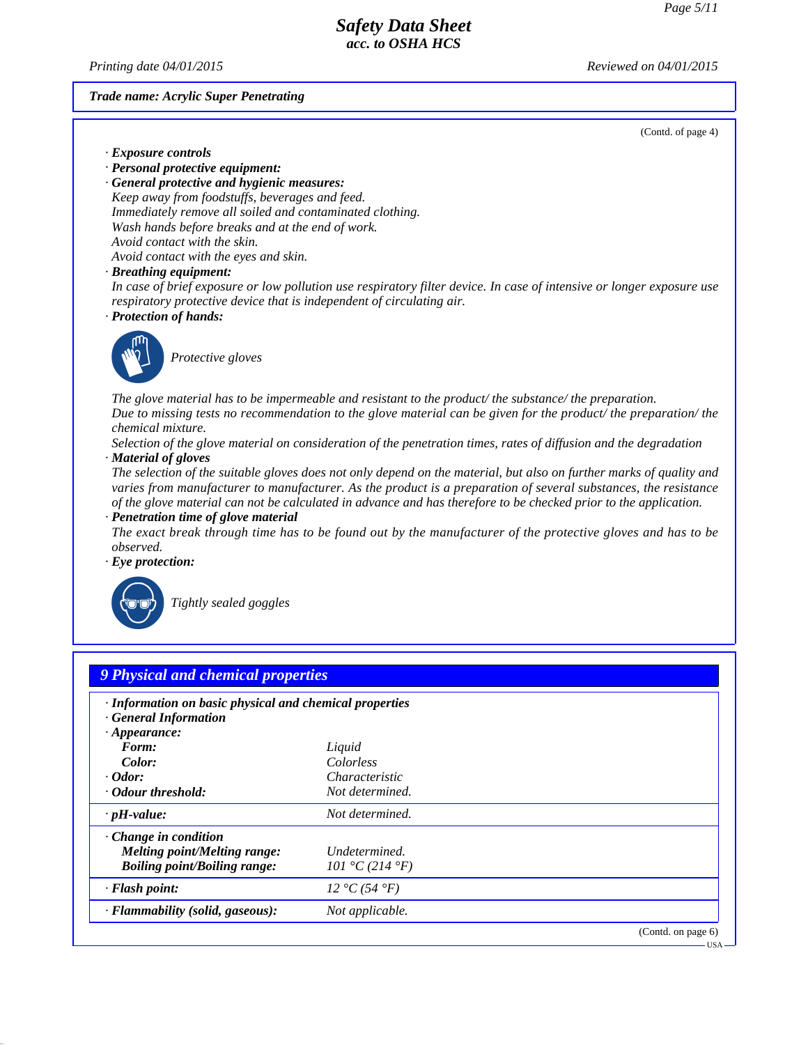**Trade name: Acrylic Super Penetrating**

(Contd. of page 4)

· **Exposure controls**
· **Personal protective equipment:**
· **General protective and hygienic measures:**
Keep away from foodstuffs, beverages and feed.
Immediately remove all soiled and contaminated clothing.
Wash hands before breaks and at the end of work.
Avoid contact with the skin.
Avoid contact with the eyes and skin.
· **Breathing equipment:**
In case of brief exposure or low pollution use respiratory filter device. In case of intensive or longer exposure use respiratory protective device that is independent of circulating air.
· **Protection of hands:**

Protective gloves

The glove material has to be impermeable and resistant to the product/ the substance/ the preparation.
Due to missing tests no recommendation to the glove material can be given for the product/ the preparation/ the chemical mixture.
Selection of the glove material on consideration of the penetration times, rates of diffusion and the degradation
· **Material of gloves**
The selection of the suitable gloves does not only depend on the material, but also on further marks of quality and varies from manufacturer to manufacturer. As the product is a preparation of several substances, the resistance of the glove material can not be calculated in advance and has therefore to be checked prior to the application.
· **Penetration time of glove material**
The exact break through time has to be found out by the manufacturer of the protective gloves and has to be observed.
· **Eye protection:**

Tightly sealed goggles

## 9 Physical and chemical properties

· **Information on basic physical and chemical properties**
· **General Information**

| | |
|---|---|
| · **Appearance:** | |
| **Form:** | Liquid |
| **Color:** | Colorless |
| · **Odor:** | Characteristic |
| · **Odour threshold:** | Not determined. |
| · **pH-value:** | Not determined. |
| · **Change in condition** | |
| **Melting point/Melting range:** | Undetermined. |
| **Boiling point/Boiling range:** | 101 °C (214 °F) |
| · **Flash point:** | 12 °C (54 °F) |
| · **Flammability (solid, gaseous):** | Not applicable. |

(Contd. on page 6)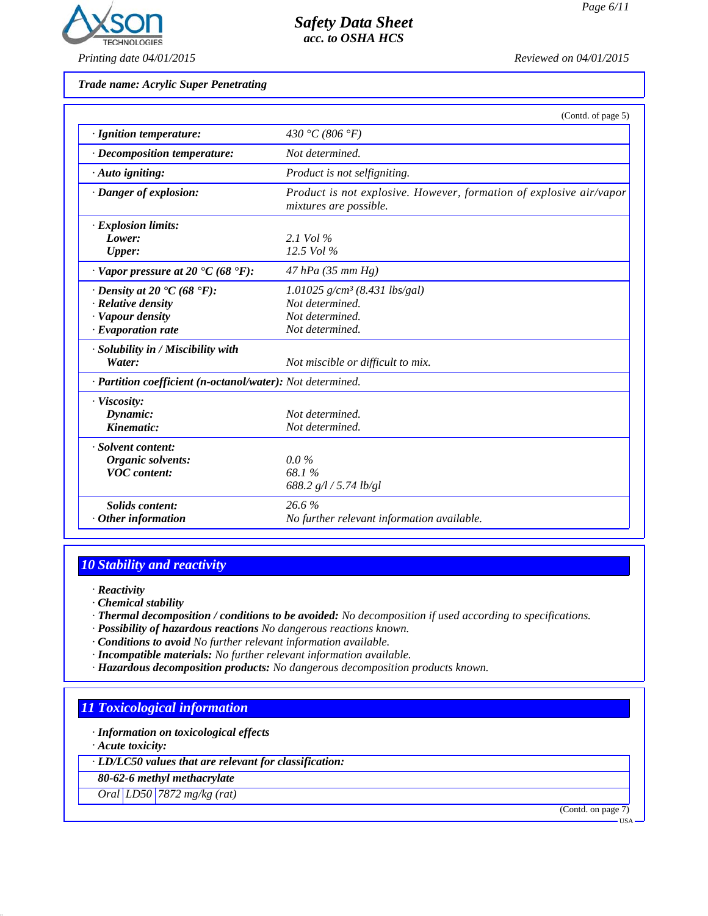**Trade name: Acrylic Super Penetrating**

(Contd. of page 5)

| | |
|---|---|
| · **Ignition temperature:** | 430 °C (806 °F) |
| · **Decomposition temperature:** | Not determined. |
| · **Auto igniting:** | Product is not selfigniting. |
| · **Danger of explosion:** | Product is not explosive. However, formation of explosive air/vapor mixtures are possible. |
| · **Explosion limits:** | |
| **Lower:** | 2.1 Vol % |
| **Upper:** | 12.5 Vol % |
| · **Vapor pressure at 20 °C (68 °F):** | 47 hPa (35 mm Hg) |
| · **Density at 20 °C (68 °F):** | 1.01025 g/cm³ (8.431 lbs/gal) |
| · **Relative density** | Not determined. |
| · **Vapour density** | Not determined. |
| · **Evaporation rate** | Not determined. |
| · **Solubility in / Miscibility with** | |
| **Water:** | Not miscible or difficult to mix. |
| · **Partition coefficient (n-octanol/water):** | Not determined. |
| · **Viscosity:** | |
| **Dynamic:** | Not determined. |
| **Kinematic:** | Not determined. |
| · **Solvent content:** | |
| **Organic solvents:** | 0.0 % |
| **VOC content:** | 68.1 % |
| | 688.2 g/l / 5.74 lb/gl |
| **Solids content:** | 26.6 % |
| · **Other information** | No further relevant information available. |

## 10 Stability and reactivity

· **Reactivity**
· **Chemical stability**
· **Thermal decomposition / conditions to be avoided:** No decomposition if used according to specifications.
· **Possibility of hazardous reactions** No dangerous reactions known.
· **Conditions to avoid** No further relevant information available.
· **Incompatible materials:** No further relevant information available.
· **Hazardous decomposition products:** No dangerous decomposition products known.

## 11 Toxicological information

· **Information on toxicological effects**
· **Acute toxicity:**

| · **LD/LC50 values that are relevant for classification:** | | |
|---|---|---|
| **80-62-6 methyl methacrylate** | | |
| Oral | LD50 | 7872 mg/kg (rat) |

(Contd. on page 7)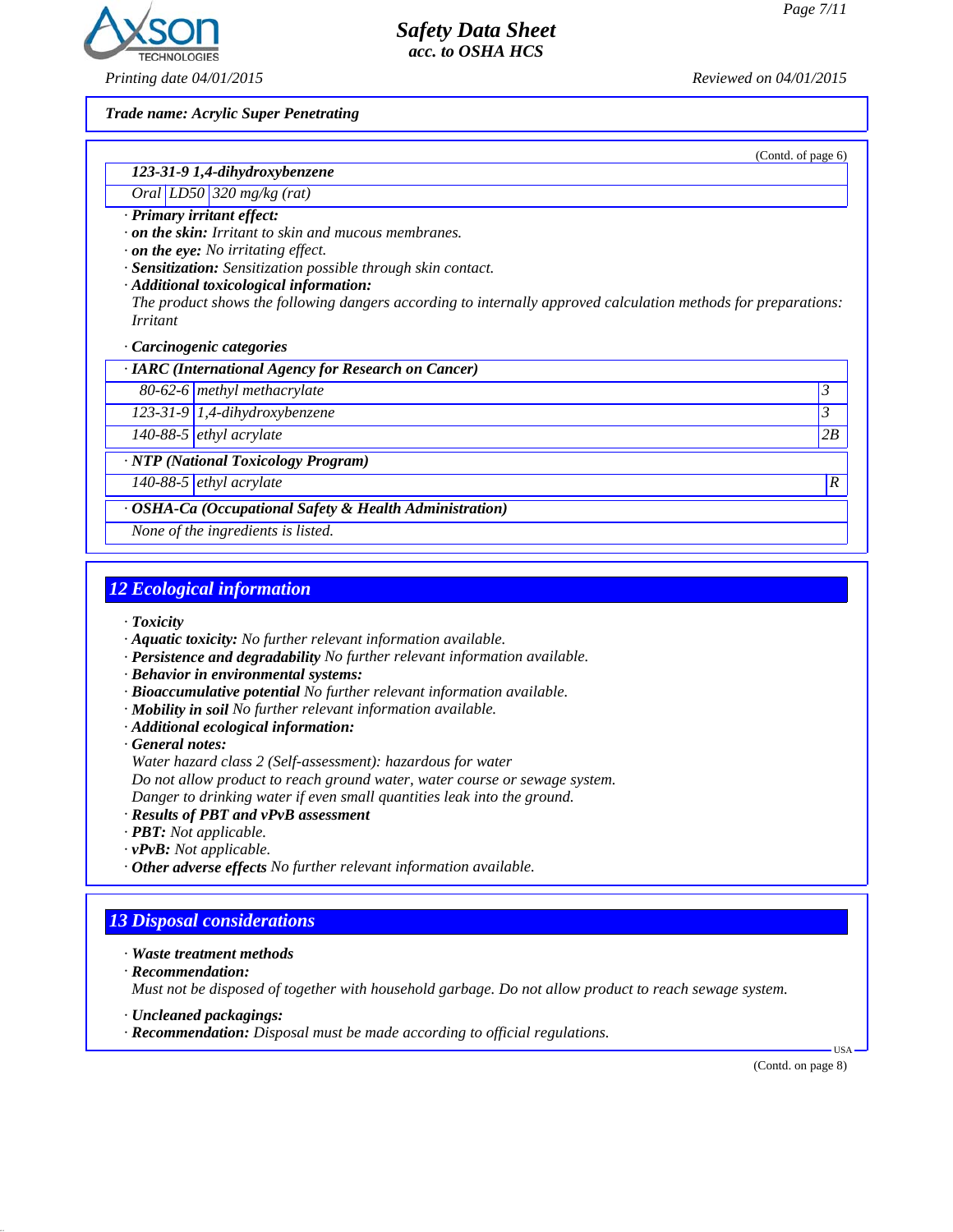Trade name: Acrylic Super Penetrating

(Contd. of page 6)

| 123-31-9 1,4-dihydroxybenzene | | |
|---|---|---|
| Oral | LD50 | 320 mg/kg (rat) |

· **Primary irritant effect:**
· **on the skin:** Irritant to skin and mucous membranes.
· **on the eye:** No irritating effect.
· **Sensitization:** Sensitization possible through skin contact.
· **Additional toxicological information:**
The product shows the following dangers according to internally approved calculation methods for preparations:
Irritant

· **Carcinogenic categories**

| · IARC (International Agency for Research on Cancer) | | |
|---|---|---|
| 80-62-6 | methyl methacrylate | 3 |
| 123-31-9 | 1,4-dihydroxybenzene | 3 |
| 140-88-5 | ethyl acrylate | 2B |

| · NTP (National Toxicology Program) | | |
|---|---|---|
| 140-88-5 | ethyl acrylate | R |

| · OSHA-Ca (Occupational Safety & Health Administration) |
|---|
| None of the ingredients is listed. |

## 12 Ecological information

· **Toxicity**
· **Aquatic toxicity:** No further relevant information available.
· **Persistence and degradability** No further relevant information available.
· **Behavior in environmental systems:**
· **Bioaccumulative potential** No further relevant information available.
· **Mobility in soil** No further relevant information available.
· **Additional ecological information:**
· **General notes:**
Water hazard class 2 (Self-assessment): hazardous for water
Do not allow product to reach ground water, water course or sewage system.
Danger to drinking water if even small quantities leak into the ground.
· **Results of PBT and vPvB assessment**
· **PBT:** Not applicable.
· **vPvB:** Not applicable.
· **Other adverse effects** No further relevant information available.

## 13 Disposal considerations

· **Waste treatment methods**
· **Recommendation:**
Must not be disposed of together with household garbage. Do not allow product to reach sewage system.

· **Uncleaned packagings:**
· **Recommendation:** Disposal must be made according to official regulations.

USA

(Contd. on page 8)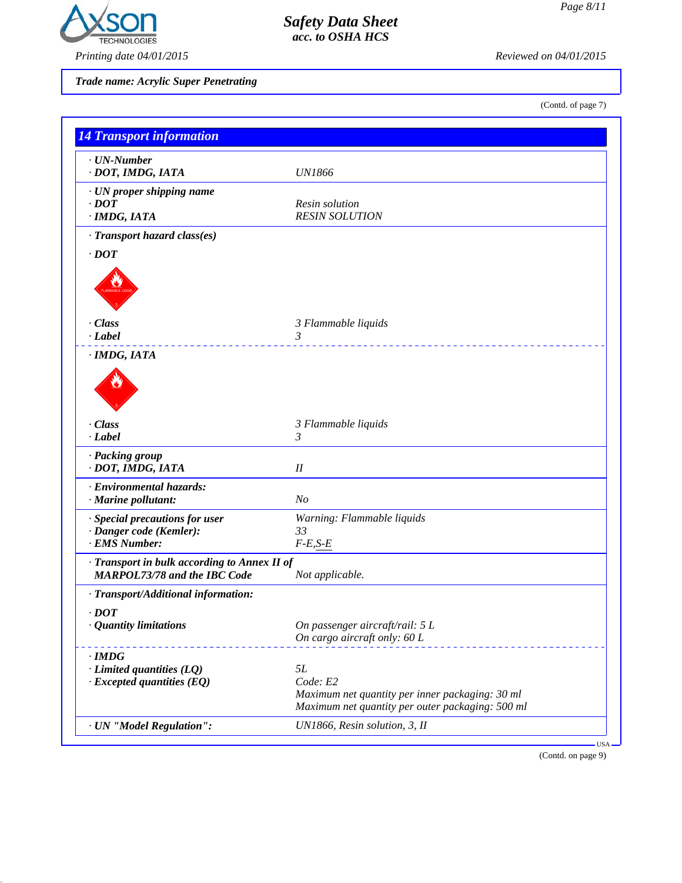Trade name: Acrylic Super Penetrating

(Contd. of page 7)

## 14 Transport information

| | |
|---|---|
| · **UN-Number** | |
| · **DOT, IMDG, IATA** | UN1866 |
| · **UN proper shipping name** | |
| · **DOT** | Resin solution |
| · **IMDG, IATA** | RESIN SOLUTION |
| · **Transport hazard class(es)** | |
| · **DOT** | |
| · **Class** | 3 Flammable liquids |
| · **Label** | 3 |
| · **IMDG, IATA** | |
| · **Class** | 3 Flammable liquids |
| · **Label** | 3 |
| · **Packing group** | |
| · **DOT, IMDG, IATA** | II |
| · **Environmental hazards:** | |
| · **Marine pollutant:** | No |
| · **Special precautions for user** | Warning: Flammable liquids |
| · **Danger code (Kemler):** | 33 |
| · **EMS Number:** | F-E,S-E |
| · **Transport in bulk according to Annex II of MARPOL73/78 and the IBC Code** | Not applicable. |
| · **Transport/Additional information:** | |
| · **DOT** | |
| · **Quantity limitations** | On passenger aircraft/rail: 5 L<br>On cargo aircraft only: 60 L |
| · **IMDG** | |
| · **Limited quantities (LQ)** | 5L |
| · **Excepted quantities (EQ)** | Code: E2<br>Maximum net quantity per inner packaging: 30 ml<br>Maximum net quantity per outer packaging: 500 ml |
| · **UN "Model Regulation":** | UN1866, Resin solution, 3, II |

(Contd. on page 9)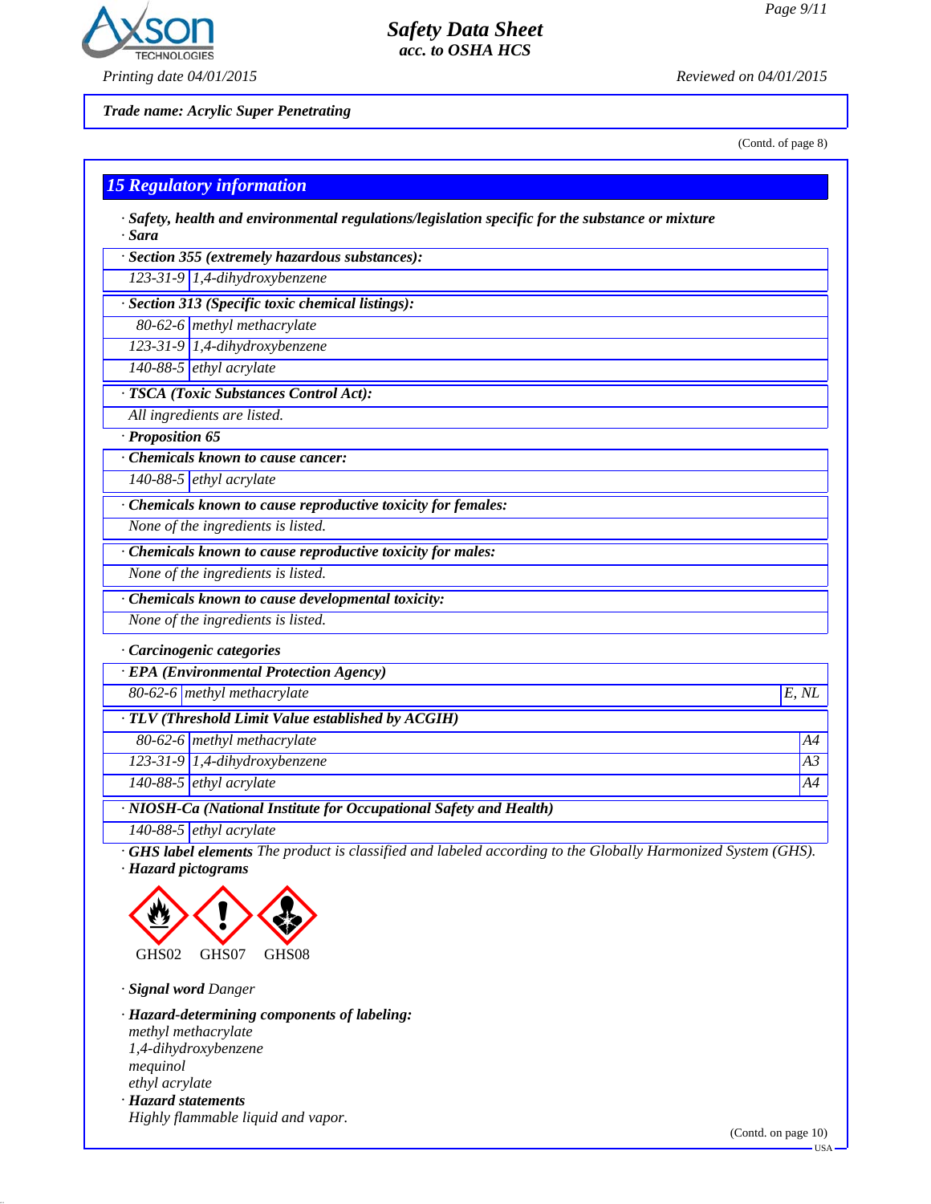Trade name: Acrylic Super Penetrating

(Contd. of page 8)

## 15 Regulatory information

· **Safety, health and environmental regulations/legislation specific for the substance or mixture**

· **Sara**

| · Section 355 (extremely hazardous substances): | |
|---|---|
| 123-31-9 | 1,4-dihydroxybenzene |

| · Section 313 (Specific toxic chemical listings): | |
|---|---|
| 80-62-6 | methyl methacrylate |
| 123-31-9 | 1,4-dihydroxybenzene |
| 140-88-5 | ethyl acrylate |

| · TSCA (Toxic Substances Control Act): |
|---|
| All ingredients are listed. |

· **Proposition 65**

| · Chemicals known to cause cancer: | |
|---|---|
| 140-88-5 | ethyl acrylate |

| · Chemicals known to cause reproductive toxicity for females: |
|---|
| None of the ingredients is listed. |

| · Chemicals known to cause reproductive toxicity for males: |
|---|
| None of the ingredients is listed. |

| · Chemicals known to cause developmental toxicity: |
|---|
| None of the ingredients is listed. |

· **Carcinogenic categories**

| · EPA (Environmental Protection Agency) | | |
|---|---|---|
| 80-62-6 | methyl methacrylate | E, NL |

| · TLV (Threshold Limit Value established by ACGIH) | | |
|---|---|---|
| 80-62-6 | methyl methacrylate | A4 |
| 123-31-9 | 1,4-dihydroxybenzene | A3 |
| 140-88-5 | ethyl acrylate | A4 |

| · NIOSH-Ca (National Institute for Occupational Safety and Health) | |
|---|---|
| 140-88-5 | ethyl acrylate |

· **GHS label elements** The product is classified and labeled according to the Globally Harmonized System (GHS).

· **Hazard pictograms**

GHS02 GHS07 GHS08

· **Signal word** Danger

· **Hazard-determining components of labeling:**
methyl methacrylate
1,4-dihydroxybenzene
mequinol
ethyl acrylate

· **Hazard statements**
Highly flammable liquid and vapor.

(Contd. on page 10)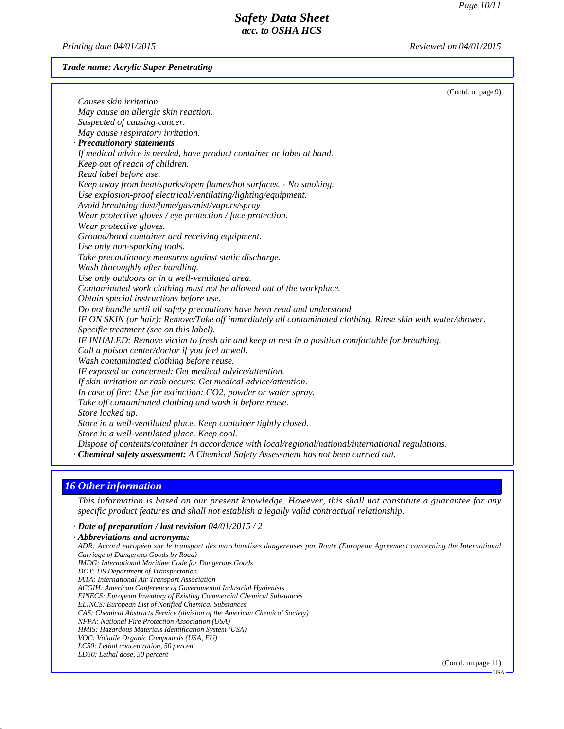**Trade name: Acrylic Super Penetrating**

(Contd. of page 9)

Causes skin irritation.
May cause an allergic skin reaction.
Suspected of causing cancer.
May cause respiratory irritation.

· **Precautionary statements**

If medical advice is needed, have product container or label at hand.
Keep out of reach of children.
Read label before use.
Keep away from heat/sparks/open flames/hot surfaces. - No smoking.
Use explosion-proof electrical/ventilating/lighting/equipment.
Avoid breathing dust/fume/gas/mist/vapors/spray
Wear protective gloves / eye protection / face protection.
Wear protective gloves.
Ground/bond container and receiving equipment.
Use only non-sparking tools.
Take precautionary measures against static discharge.
Wash thoroughly after handling.
Use only outdoors or in a well-ventilated area.
Contaminated work clothing must not be allowed out of the workplace.
Obtain special instructions before use.
Do not handle until all safety precautions have been read and understood.
IF ON SKIN (or hair): Remove/Take off immediately all contaminated clothing. Rinse skin with water/shower.
Specific treatment (see on this label).
IF INHALED: Remove victim to fresh air and keep at rest in a position comfortable for breathing.
Call a poison center/doctor if you feel unwell.
Wash contaminated clothing before reuse.
IF exposed or concerned: Get medical advice/attention.
If skin irritation or rash occurs: Get medical advice/attention.
In case of fire: Use for extinction: $CO_2$, powder or water spray.
Take off contaminated clothing and wash it before reuse.
Store locked up.
Store in a well-ventilated place. Keep container tightly closed.
Store in a well-ventilated place. Keep cool.
Dispose of contents/container in accordance with local/regional/national/international regulations.

· **Chemical safety assessment:** A Chemical Safety Assessment has not been carried out.

## 16 Other information

This information is based on our present knowledge. However, this shall not constitute a guarantee for any specific product features and shall not establish a legally valid contractual relationship.

· **Date of preparation / last revision** 04/01/2015 / 2

· **Abbreviations and acronyms:**

ADR: Accord européen sur le transport des marchandises dangereuses par Route (European Agreement concerning the International Carriage of Dangerous Goods by Road)
IMDG: International Maritime Code for Dangerous Goods
DOT: US Department of Transportation
IATA: International Air Transport Association
ACGIH: American Conference of Governmental Industrial Hygienists
EINECS: European Inventory of Existing Commercial Chemical Substances
ELINCS: European List of Notified Chemical Substances
CAS: Chemical Abstracts Service (division of the American Chemical Society)
NFPA: National Fire Protection Association (USA)
HMIS: Hazardous Materials Identification System (USA)
VOC: Volatile Organic Compounds (USA, EU)
LC50: Lethal concentration, 50 percent
LD50: Lethal dose, 50 percent

(Contd. on page 11)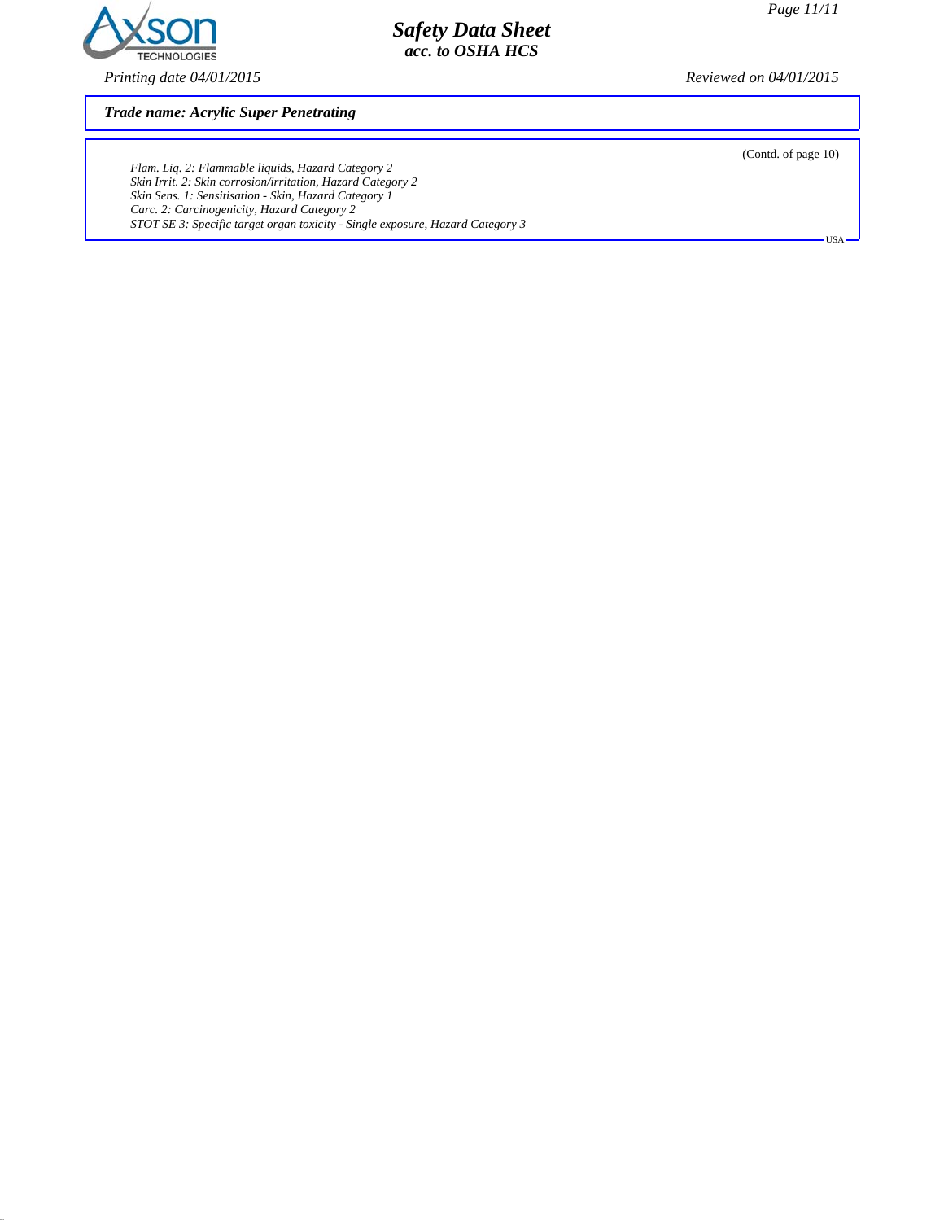**Trade name: Acrylic Super Penetrating**

(Contd. of page 10)

*Flam. Liq. 2: Flammable liquids, Hazard Category 2*
*Skin Irrit. 2: Skin corrosion/irritation, Hazard Category 2*
*Skin Sens. 1: Sensitisation - Skin, Hazard Category 1*
*Carc. 2: Carcinogenicity, Hazard Category 2*
*STOT SE 3: Specific target organ toxicity - Single exposure, Hazard Category 3*

USA